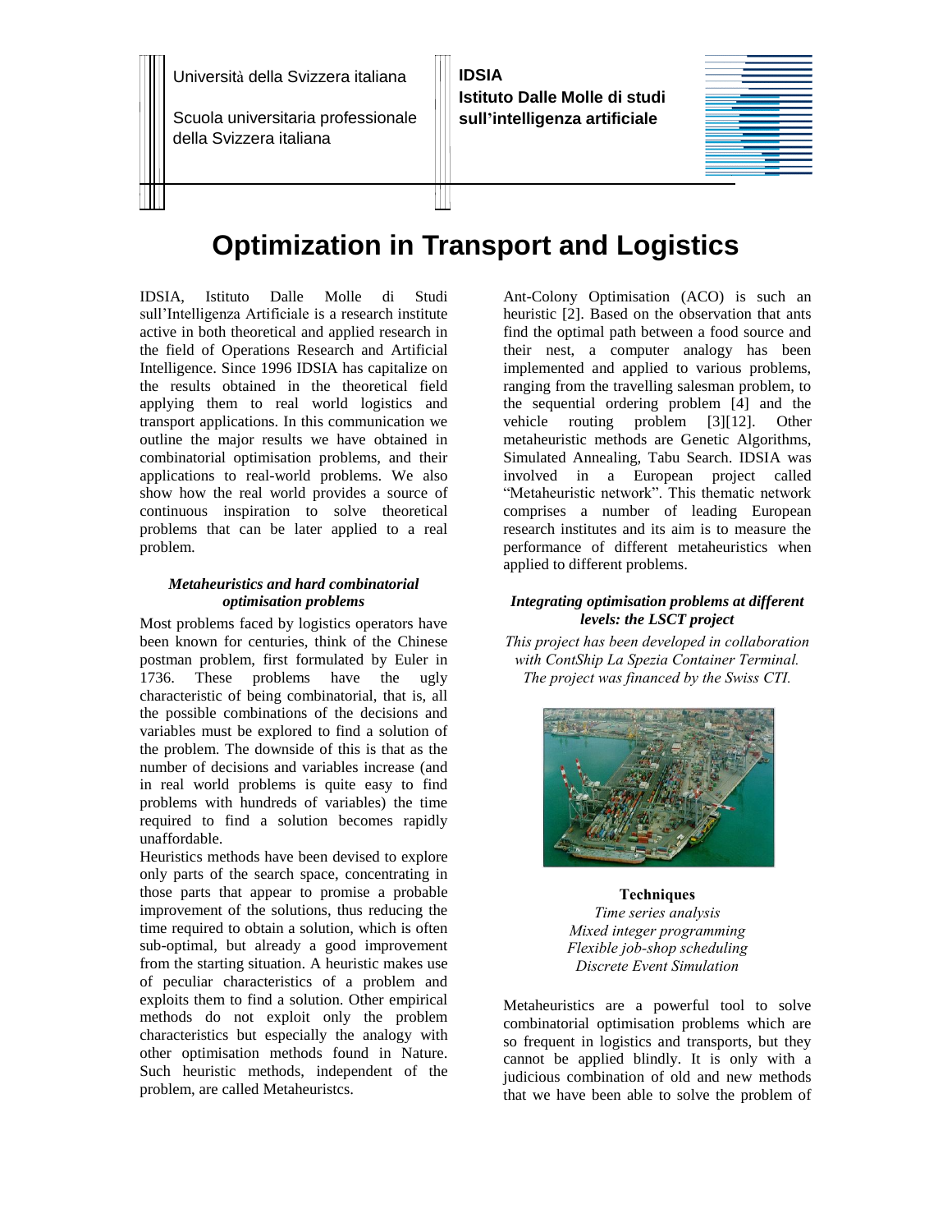Università della Svizzera italiana

Scuola universitaria professionale della Svizzera italiana

**IDSIA**
**Istituto Dalle Molle di studi sull'intelligenza artificiale**

# Optimization in Transport and Logistics

IDSIA, Istituto Dalle Molle di Studi sull'Intelligenza Artificiale is a research institute active in both theoretical and applied research in the field of Operations Research and Artificial Intelligence. Since 1996 IDSIA has capitalize on the results obtained in the theoretical field applying them to real world logistics and transport applications. In this communication we outline the major results we have obtained in combinatorial optimisation problems, and their applications to real-world problems. We also show how the real world provides a source of continuous inspiration to solve theoretical problems that can be later applied to a real problem.

### *Metaheuristics and hard combinatorial optimisation problems*

Most problems faced by logistics operators have been known for centuries, think of the Chinese postman problem, first formulated by Euler in 1736. These problems have the ugly characteristic of being combinatorial, that is, all the possible combinations of the decisions and variables must be explored to find a solution of the problem. The downside of this is that as the number of decisions and variables increase (and in real world problems is quite easy to find problems with hundreds of variables) the time required to find a solution becomes rapidly unaffordable.

Heuristics methods have been devised to explore only parts of the search space, concentrating in those parts that appear to promise a probable improvement of the solutions, thus reducing the time required to obtain a solution, which is often sub-optimal, but already a good improvement from the starting situation. A heuristic makes use of peculiar characteristics of a problem and exploits them to find a solution. Other empirical methods do not exploit only the problem characteristics but especially the analogy with other optimisation methods found in Nature. Such heuristic methods, independent of the problem, are called Metaheuristcs.

Ant-Colony Optimisation (ACO) is such an heuristic [2]. Based on the observation that ants find the optimal path between a food source and their nest, a computer analogy has been implemented and applied to various problems, ranging from the travelling salesman problem, to the sequential ordering problem [4] and the vehicle routing problem [3][12]. Other metaheuristic methods are Genetic Algorithms, Simulated Annealing, Tabu Search. IDSIA was involved in a European project called "Metaheuristic network". This thematic network comprises a number of leading European research institutes and its aim is to measure the performance of different metaheuristics when applied to different problems.

### *Integrating optimisation problems at different levels: the LSCT project*

*This project has been developed in collaboration with ContShip La Spezia Container Terminal. The project was financed by the Swiss CTI.*

**Techniques**
*Time series analysis*
*Mixed integer programming*
*Flexible job-shop scheduling*
*Discrete Event Simulation*

Metaheuristics are a powerful tool to solve combinatorial optimisation problems which are so frequent in logistics and transports, but they cannot be applied blindly. It is only with a judicious combination of old and new methods that we have been able to solve the problem of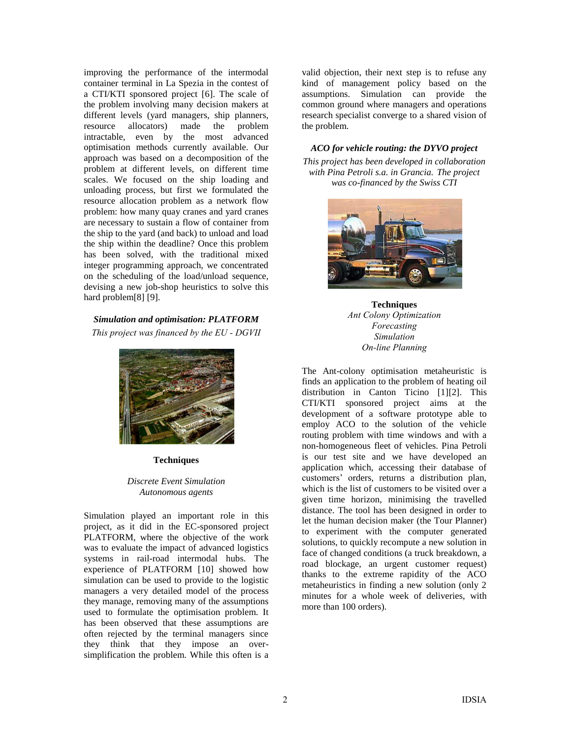improving the performance of the intermodal container terminal in La Spezia in the contest of a CTI/KTI sponsored project [6]. The scale of the problem involving many decision makers at different levels (yard managers, ship planners, resource allocators) made the problem intractable, even by the most advanced optimisation methods currently available. Our approach was based on a decomposition of the problem at different levels, on different time scales. We focused on the ship loading and unloading process, but first we formulated the resource allocation problem as a network flow problem: how many quay cranes and yard cranes are necessary to sustain a flow of container from the ship to the yard (and back) to unload and load the ship within the deadline? Once this problem has been solved, with the traditional mixed integer programming approach, we concentrated on the scheduling of the load/unload sequence, devising a new job-shop heuristics to solve this hard problem[8] [9].

### *Simulation and optimisation: PLATFORM*

*This project was financed by the EU - DGVII*

**Techniques**

*Discrete Event Simulation*
*Autonomous agents*

Simulation played an important role in this project, as it did in the EC-sponsored project PLATFORM, where the objective of the work was to evaluate the impact of advanced logistics systems in rail-road intermodal hubs. The experience of PLATFORM [10] showed how simulation can be used to provide to the logistic managers a very detailed model of the process they manage, removing many of the assumptions used to formulate the optimisation problem. It has been observed that these assumptions are often rejected by the terminal managers since they think that they impose an over-simplification the problem. While this often is a valid objection, their next step is to refuse any kind of management policy based on the assumptions. Simulation can provide the common ground where managers and operations research specialist converge to a shared vision of the problem.

### *ACO for vehicle routing: the DYVO project*

*This project has been developed in collaboration with Pina Petroli s.a. in Grancia. The project was co-financed by the Swiss CTI*

**Techniques**

*Ant Colony Optimization*
*Forecasting*
*Simulation*
*On-line Planning*

The Ant-colony optimisation metaheuristic is finds an application to the problem of heating oil distribution in Canton Ticino [1][2]. This CTI/KTI sponsored project aims at the development of a software prototype able to employ ACO to the solution of the vehicle routing problem with time windows and with a non-homogeneous fleet of vehicles. Pina Petroli is our test site and we have developed an application which, accessing their database of customers' orders, returns a distribution plan, which is the list of customers to be visited over a given time horizon, minimising the travelled distance. The tool has been designed in order to let the human decision maker (the Tour Planner) to experiment with the computer generated solutions, to quickly recompute a new solution in face of changed conditions (a truck breakdown, a road blockage, an urgent customer request) thanks to the extreme rapidity of the ACO metaheuristics in finding a new solution (only 2 minutes for a whole week of deliveries, with more than 100 orders).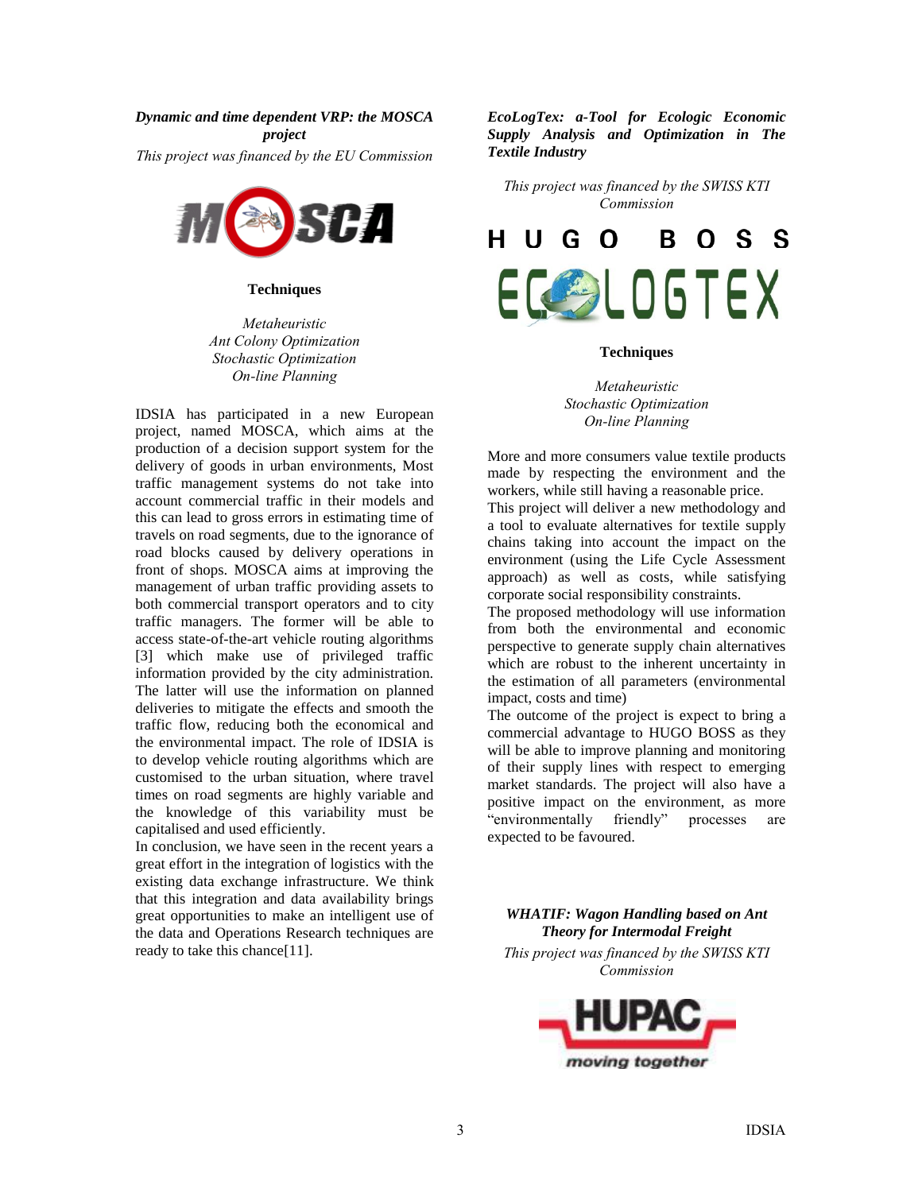### *Dynamic and time dependent VRP: the MOSCA project*

*This project was financed by the EU Commission*

**Techniques**

*Metaheuristic*
*Ant Colony Optimization*
*Stochastic Optimization*
*On-line Planning*

IDSIA has participated in a new European project, named MOSCA, which aims at the production of a decision support system for the delivery of goods in urban environments, Most traffic management systems do not take into account commercial traffic in their models and this can lead to gross errors in estimating time of travels on road segments, due to the ignorance of road blocks caused by delivery operations in front of shops. MOSCA aims at improving the management of urban traffic providing assets to both commercial transport operators and to city traffic managers. The former will be able to access state-of-the-art vehicle routing algorithms [3] which make use of privileged traffic information provided by the city administration. The latter will use the information on planned deliveries to mitigate the effects and smooth the traffic flow, reducing both the economical and the environmental impact. The role of IDSIA is to develop vehicle routing algorithms which are customised to the urban situation, where travel times on road segments are highly variable and the knowledge of this variability must be capitalised and used efficiently.

In conclusion, we have seen in the recent years a great effort in the integration of logistics with the existing data exchange infrastructure. We think that this integration and data availability brings great opportunities to make an intelligent use of the data and Operations Research techniques are ready to take this chance[11].

### *EcoLogTex: a-Tool for Ecologic Economic Supply Analysis and Optimization in The Textile Industry*

*This project was financed by the SWISS KTI Commission*

**Techniques**

*Metaheuristic*
*Stochastic Optimization*
*On-line Planning*

More and more consumers value textile products made by respecting the environment and the workers, while still having a reasonable price.

This project will deliver a new methodology and a tool to evaluate alternatives for textile supply chains taking into account the impact on the environment (using the Life Cycle Assessment approach) as well as costs, while satisfying corporate social responsibility constraints.

The proposed methodology will use information from both the environmental and economic perspective to generate supply chain alternatives which are robust to the inherent uncertainty in the estimation of all parameters (environmental impact, costs and time)

The outcome of the project is expect to bring a commercial advantage to HUGO BOSS as they will be able to improve planning and monitoring of their supply lines with respect to emerging market standards. The project will also have a positive impact on the environment, as more "environmentally friendly" processes are expected to be favoured.

### *WHATIF: Wagon Handling based on Ant Theory for Intermodal Freight*

*This project was financed by the SWISS KTI Commission*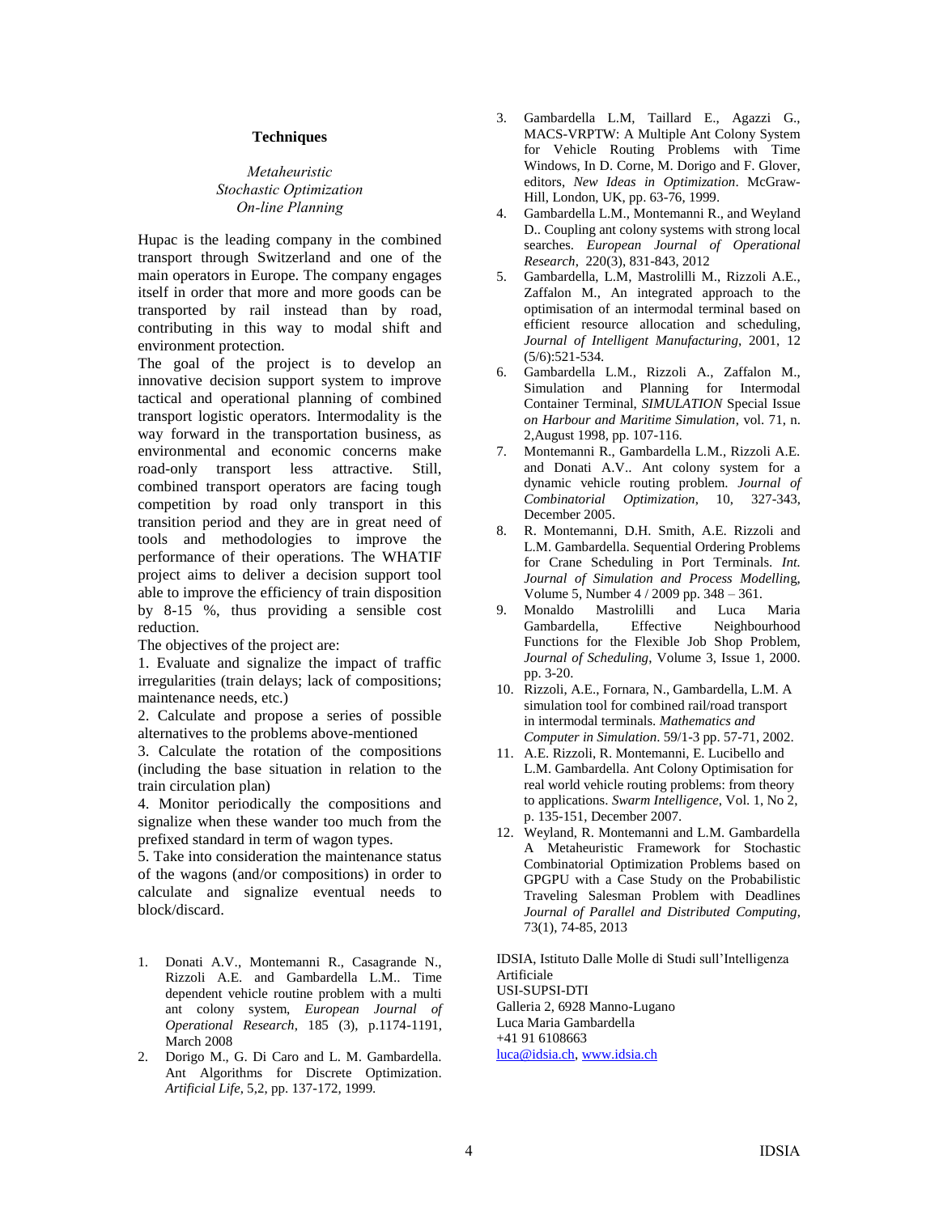### Techniques

*Metaheuristic*
*Stochastic Optimization*
*On-line Planning*

Hupac is the leading company in the combined transport through Switzerland and one of the main operators in Europe. The company engages itself in order that more and more goods can be transported by rail instead than by road, contributing in this way to modal shift and environment protection.

The goal of the project is to develop an innovative decision support system to improve tactical and operational planning of combined transport logistic operators. Intermodality is the way forward in the transportation business, as environmental and economic concerns make road-only transport less attractive. Still, combined transport operators are facing tough competition by road only transport in this transition period and they are in great need of tools and methodologies to improve the performance of their operations. The WHATIF project aims to deliver a decision support tool able to improve the efficiency of train disposition by 8-15 %, thus providing a sensible cost reduction.

The objectives of the project are:

1. Evaluate and signalize the impact of traffic irregularities (train delays; lack of compositions; maintenance needs, etc.)
2. Calculate and propose a series of possible alternatives to the problems above-mentioned
3. Calculate the rotation of the compositions (including the base situation in relation to the train circulation plan)
4. Monitor periodically the compositions and signalize when these wander too much from the prefixed standard in term of wagon types.
5. Take into consideration the maintenance status of the wagons (and/or compositions) in order to calculate and signalize eventual needs to block/discard.

1. Donati A.V., Montemanni R., Casagrande N., Rizzoli A.E. and Gambardella L.M.. Time dependent vehicle routine problem with a multi ant colony system, *European Journal of Operational Research*, 185 (3), p.1174-1191, March 2008
2. Dorigo M., G. Di Caro and L. M. Gambardella. Ant Algorithms for Discrete Optimization. *Artificial Life*, 5,2, pp. 137-172, 1999.
3. Gambardella L.M, Taillard E., Agazzi G., MACS-VRPTW: A Multiple Ant Colony System for Vehicle Routing Problems with Time Windows, In D. Corne, M. Dorigo and F. Glover, editors, *New Ideas in Optimization*. McGraw-Hill, London, UK, pp. 63-76, 1999.
4. Gambardella L.M., Montemanni R., and Weyland D.. Coupling ant colony systems with strong local searches. *European Journal of Operational Research*, 220(3), 831-843, 2012
5. Gambardella, L.M, Mastrolilli M., Rizzoli A.E., Zaffalon M., An integrated approach to the optimisation of an intermodal terminal based on efficient resource allocation and scheduling, *Journal of Intelligent Manufacturing*, 2001, 12 (5/6):521-534.
6. Gambardella L.M., Rizzoli A., Zaffalon M., Simulation and Planning for Intermodal Container Terminal, *SIMULATION* Special Issue *on Harbour and Maritime Simulation*, vol. 71, n. 2,August 1998, pp. 107-116.
7. Montemanni R., Gambardella L.M., Rizzoli A.E. and Donati A.V.. Ant colony system for a dynamic vehicle routing problem. *Journal of Combinatorial Optimization*, 10, 327-343, December 2005.
8. R. Montemanni, D.H. Smith, A.E. Rizzoli and L.M. Gambardella. Sequential Ordering Problems for Crane Scheduling in Port Terminals. *Int. Journal of Simulation and Process Modelling*, Volume 5, Number 4 / 2009 pp. 348 – 361.
9. Monaldo Mastrolilli and Luca Maria Gambardella, Effective Neighbourhood Functions for the Flexible Job Shop Problem, *Journal of Scheduling*, Volume 3, Issue 1, 2000. pp. 3-20.
10. Rizzoli, A.E., Fornara, N., Gambardella, L.M. A simulation tool for combined rail/road transport in intermodal terminals. *Mathematics and Computer in Simulation*. 59/1-3 pp. 57-71, 2002.
11. A.E. Rizzoli, R. Montemanni, E. Lucibello and L.M. Gambardella. Ant Colony Optimisation for real world vehicle routing problems: from theory to applications. *Swarm Intelligence*, Vol. 1, No 2, p. 135-151, December 2007.
12. Weyland, R. Montemanni and L.M. Gambardella A Metaheuristic Framework for Stochastic Combinatorial Optimization Problems based on GPGPU with a Case Study on the Probabilistic Traveling Salesman Problem with Deadlines *Journal of Parallel and Distributed Computing*, 73(1), 74-85, 2013

IDSIA, Istituto Dalle Molle di Studi sull'Intelligenza Artificiale
USI-SUPSI-DTI
Galleria 2, 6928 Manno-Lugano
Luca Maria Gambardella
+41 91 6108663
luca@idsia.ch, www.idsia.ch